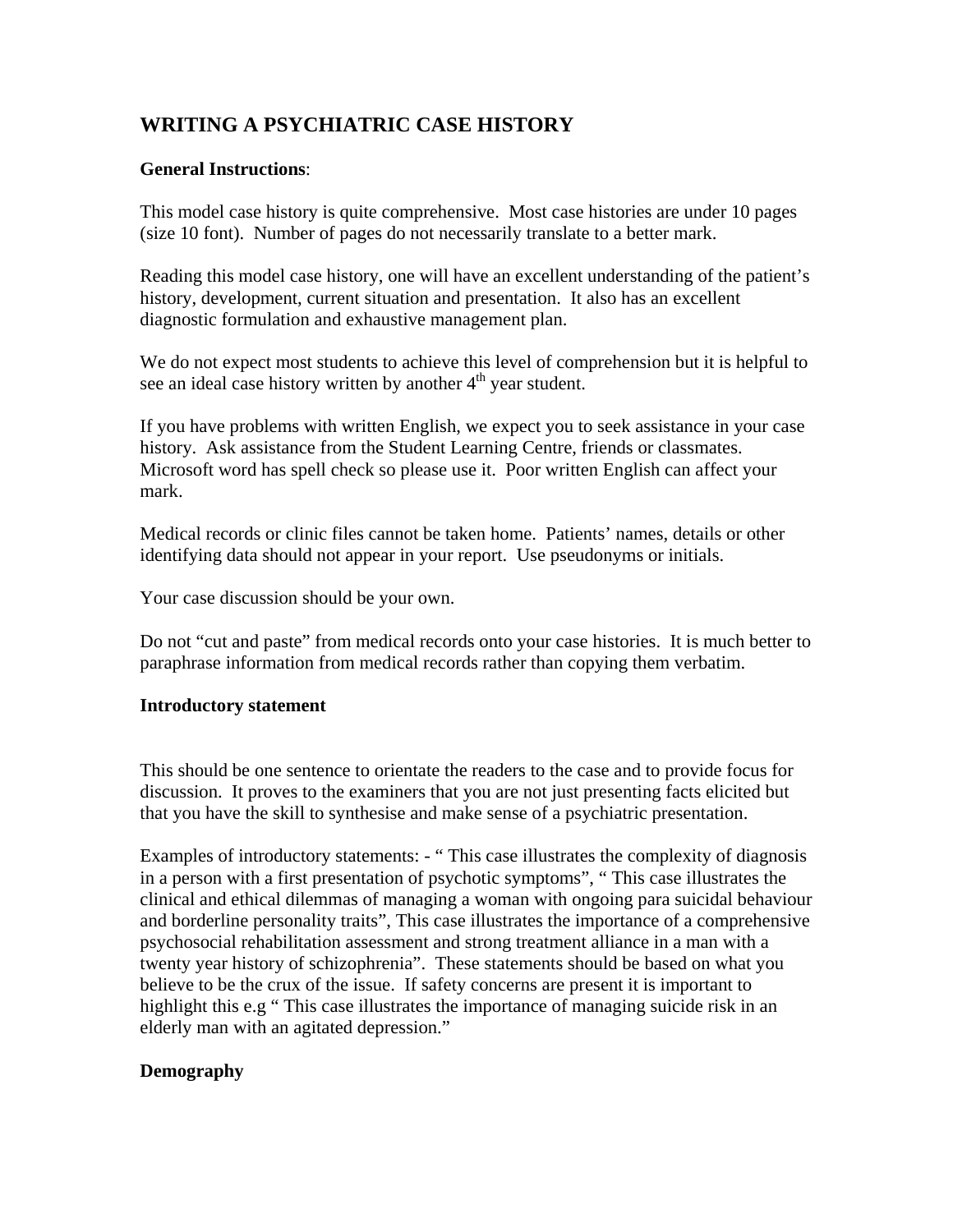# WRITING A PSYCHIATRIC CASE HISTORY

**General Instructions**:

This model case history is quite comprehensive. Most case histories are under 10 pages (size 10 font). Number of pages do not necessarily translate to a better mark.

Reading this model case history, one will have an excellent understanding of the patient's history, development, current situation and presentation. It also has an excellent diagnostic formulation and exhaustive management plan.

We do not expect most students to achieve this level of comprehension but it is helpful to see an ideal case history written by another 4th year student.

If you have problems with written English, we expect you to seek assistance in your case history. Ask assistance from the Student Learning Centre, friends or classmates. Microsoft word has spell check so please use it. Poor written English can affect your mark.

Medical records or clinic files cannot be taken home. Patients' names, details or other identifying data should not appear in your report. Use pseudonyms or initials.

Your case discussion should be your own.

Do not "cut and paste" from medical records onto your case histories. It is much better to paraphrase information from medical records rather than copying them verbatim.

**Introductory statement**

This should be one sentence to orientate the readers to the case and to provide focus for discussion. It proves to the examiners that you are not just presenting facts elicited but that you have the skill to synthesise and make sense of a psychiatric presentation.

Examples of introductory statements: - " This case illustrates the complexity of diagnosis in a person with a first presentation of psychotic symptoms", " This case illustrates the clinical and ethical dilemmas of managing a woman with ongoing para suicidal behaviour and borderline personality traits", This case illustrates the importance of a comprehensive psychosocial rehabilitation assessment and strong treatment alliance in a man with a twenty year history of schizophrenia". These statements should be based on what you believe to be the crux of the issue. If safety concerns are present it is important to highlight this e.g " This case illustrates the importance of managing suicide risk in an elderly man with an agitated depression."

**Demography**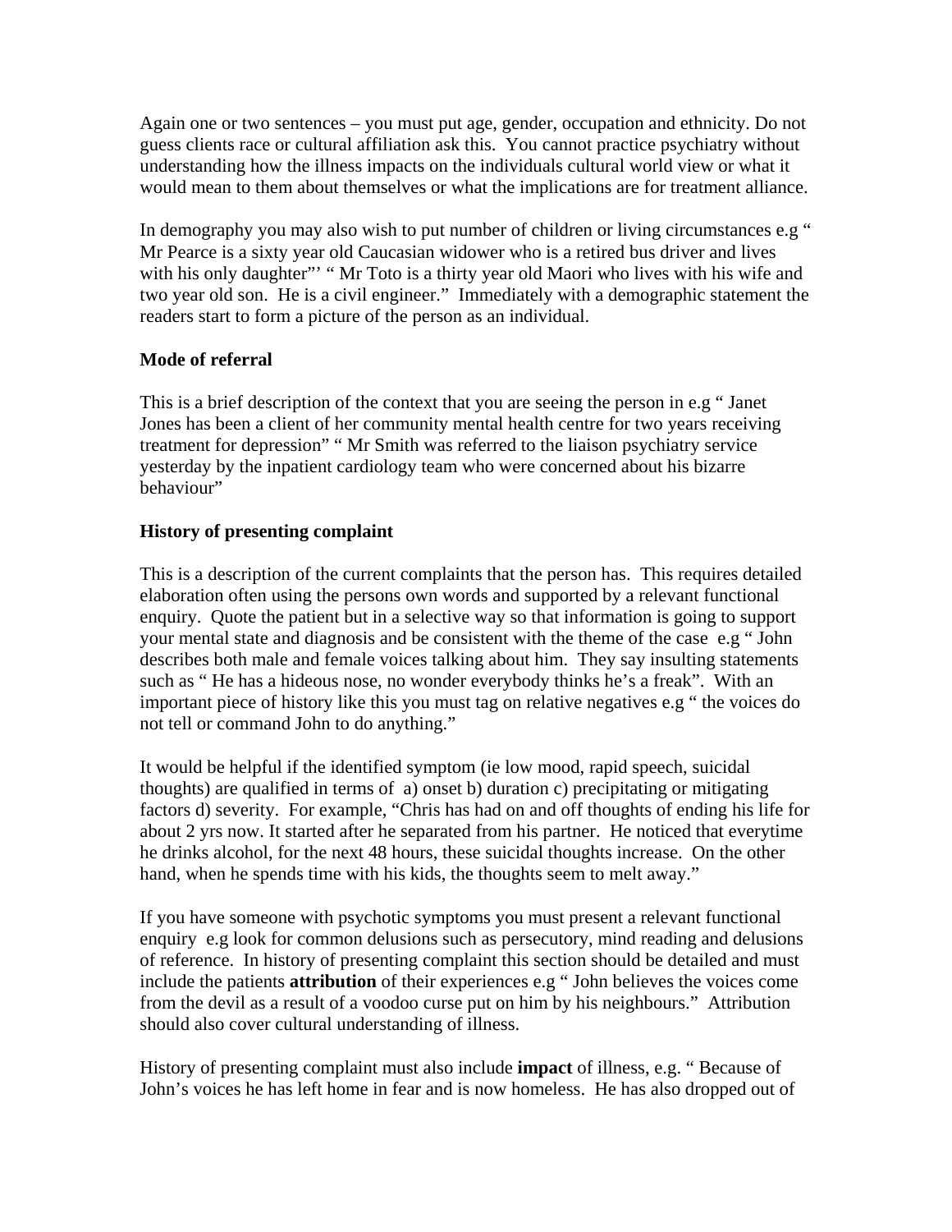Again one or two sentences – you must put age, gender, occupation and ethnicity. Do not guess clients race or cultural affiliation ask this. You cannot practice psychiatry without understanding how the illness impacts on the individuals cultural world view or what it would mean to them about themselves or what the implications are for treatment alliance.

In demography you may also wish to put number of children or living circumstances e.g " Mr Pearce is a sixty year old Caucasian widower who is a retired bus driver and lives with his only daughter"' " Mr Toto is a thirty year old Maori who lives with his wife and two year old son. He is a civil engineer." Immediately with a demographic statement the readers start to form a picture of the person as an individual.

**Mode of referral**

This is a brief description of the context that you are seeing the person in e.g " Janet Jones has been a client of her community mental health centre for two years receiving treatment for depression" " Mr Smith was referred to the liaison psychiatry service yesterday by the inpatient cardiology team who were concerned about his bizarre behaviour"

**History of presenting complaint**

This is a description of the current complaints that the person has. This requires detailed elaboration often using the persons own words and supported by a relevant functional enquiry. Quote the patient but in a selective way so that information is going to support your mental state and diagnosis and be consistent with the theme of the case e.g " John describes both male and female voices talking about him. They say insulting statements such as " He has a hideous nose, no wonder everybody thinks he's a freak". With an important piece of history like this you must tag on relative negatives e.g " the voices do not tell or command John to do anything."

It would be helpful if the identified symptom (ie low mood, rapid speech, suicidal thoughts) are qualified in terms of a) onset b) duration c) precipitating or mitigating factors d) severity. For example, "Chris has had on and off thoughts of ending his life for about 2 yrs now. It started after he separated from his partner. He noticed that everytime he drinks alcohol, for the next 48 hours, these suicidal thoughts increase. On the other hand, when he spends time with his kids, the thoughts seem to melt away."

If you have someone with psychotic symptoms you must present a relevant functional enquiry e.g look for common delusions such as persecutory, mind reading and delusions of reference. In history of presenting complaint this section should be detailed and must include the patients **attribution** of their experiences e.g " John believes the voices come from the devil as a result of a voodoo curse put on him by his neighbours." Attribution should also cover cultural understanding of illness.

History of presenting complaint must also include **impact** of illness, e.g. " Because of John's voices he has left home in fear and is now homeless. He has also dropped out of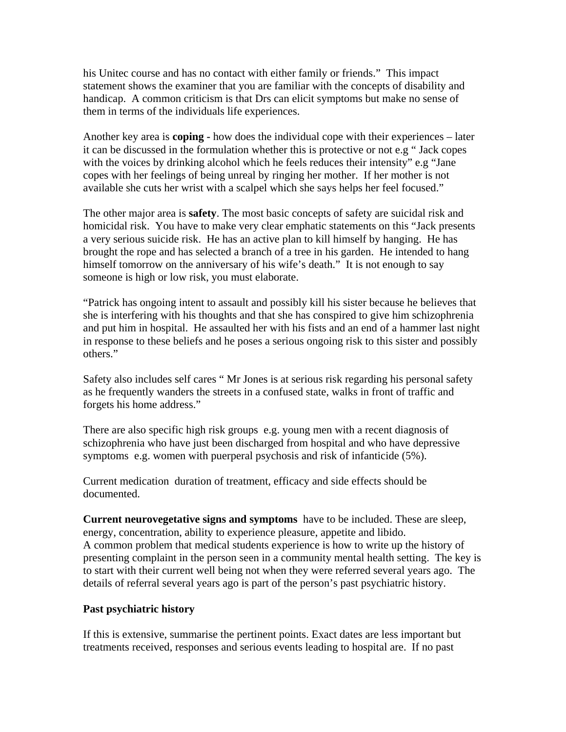his Unitec course and has no contact with either family or friends." This impact statement shows the examiner that you are familiar with the concepts of disability and handicap. A common criticism is that Drs can elicit symptoms but make no sense of them in terms of the individuals life experiences.

Another key area is **coping -** how does the individual cope with their experiences – later it can be discussed in the formulation whether this is protective or not e.g " Jack copes with the voices by drinking alcohol which he feels reduces their intensity" e.g "Jane copes with her feelings of being unreal by ringing her mother. If her mother is not available she cuts her wrist with a scalpel which she says helps her feel focused."

The other major area is **safety**. The most basic concepts of safety are suicidal risk and homicidal risk. You have to make very clear emphatic statements on this "Jack presents a very serious suicide risk. He has an active plan to kill himself by hanging. He has brought the rope and has selected a branch of a tree in his garden. He intended to hang himself tomorrow on the anniversary of his wife's death." It is not enough to say someone is high or low risk, you must elaborate.

"Patrick has ongoing intent to assault and possibly kill his sister because he believes that she is interfering with his thoughts and that she has conspired to give him schizophrenia and put him in hospital. He assaulted her with his fists and an end of a hammer last night in response to these beliefs and he poses a serious ongoing risk to this sister and possibly others."

Safety also includes self cares " Mr Jones is at serious risk regarding his personal safety as he frequently wanders the streets in a confused state, walks in front of traffic and forgets his home address."

There are also specific high risk groups e.g. young men with a recent diagnosis of schizophrenia who have just been discharged from hospital and who have depressive symptoms e.g. women with puerperal psychosis and risk of infanticide (5%).

Current medication duration of treatment, efficacy and side effects should be documented.

**Current neurovegetative signs and symptoms** have to be included. These are sleep, energy, concentration, ability to experience pleasure, appetite and libido.
A common problem that medical students experience is how to write up the history of presenting complaint in the person seen in a community mental health setting. The key is to start with their current well being not when they were referred several years ago. The details of referral several years ago is part of the person's past psychiatric history.

### Past psychiatric history

If this is extensive, summarise the pertinent points. Exact dates are less important but treatments received, responses and serious events leading to hospital are. If no past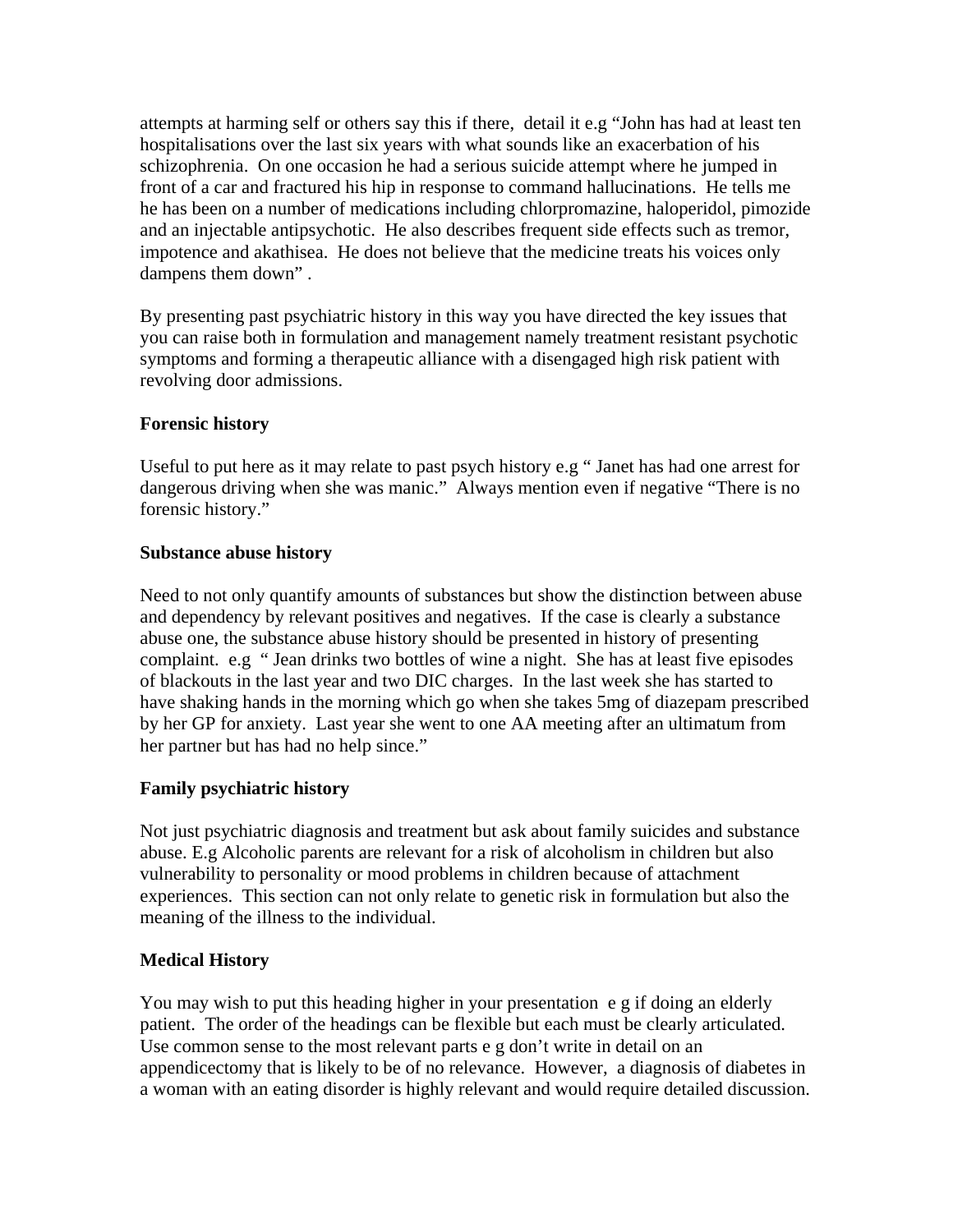attempts at harming self or others say this if there, detail it e.g "John has had at least ten hospitalisations over the last six years with what sounds like an exacerbation of his schizophrenia. On one occasion he had a serious suicide attempt where he jumped in front of a car and fractured his hip in response to command hallucinations. He tells me he has been on a number of medications including chlorpromazine, haloperidol, pimozide and an injectable antipsychotic. He also describes frequent side effects such as tremor, impotence and akathisea. He does not believe that the medicine treats his voices only dampens them down" .

By presenting past psychiatric history in this way you have directed the key issues that you can raise both in formulation and management namely treatment resistant psychotic symptoms and forming a therapeutic alliance with a disengaged high risk patient with revolving door admissions.

**Forensic history**

Useful to put here as it may relate to past psych history e.g " Janet has had one arrest for dangerous driving when she was manic." Always mention even if negative "There is no forensic history."

**Substance abuse history**

Need to not only quantify amounts of substances but show the distinction between abuse and dependency by relevant positives and negatives. If the case is clearly a substance abuse one, the substance abuse history should be presented in history of presenting complaint. e.g " Jean drinks two bottles of wine a night. She has at least five episodes of blackouts in the last year and two DIC charges. In the last week she has started to have shaking hands in the morning which go when she takes 5mg of diazepam prescribed by her GP for anxiety. Last year she went to one AA meeting after an ultimatum from her partner but has had no help since."

**Family psychiatric history**

Not just psychiatric diagnosis and treatment but ask about family suicides and substance abuse. E.g Alcoholic parents are relevant for a risk of alcoholism in children but also vulnerability to personality or mood problems in children because of attachment experiences. This section can not only relate to genetic risk in formulation but also the meaning of the illness to the individual.

**Medical History**

You may wish to put this heading higher in your presentation e g if doing an elderly patient. The order of the headings can be flexible but each must be clearly articulated. Use common sense to the most relevant parts e g don't write in detail on an appendicectomy that is likely to be of no relevance. However, a diagnosis of diabetes in a woman with an eating disorder is highly relevant and would require detailed discussion.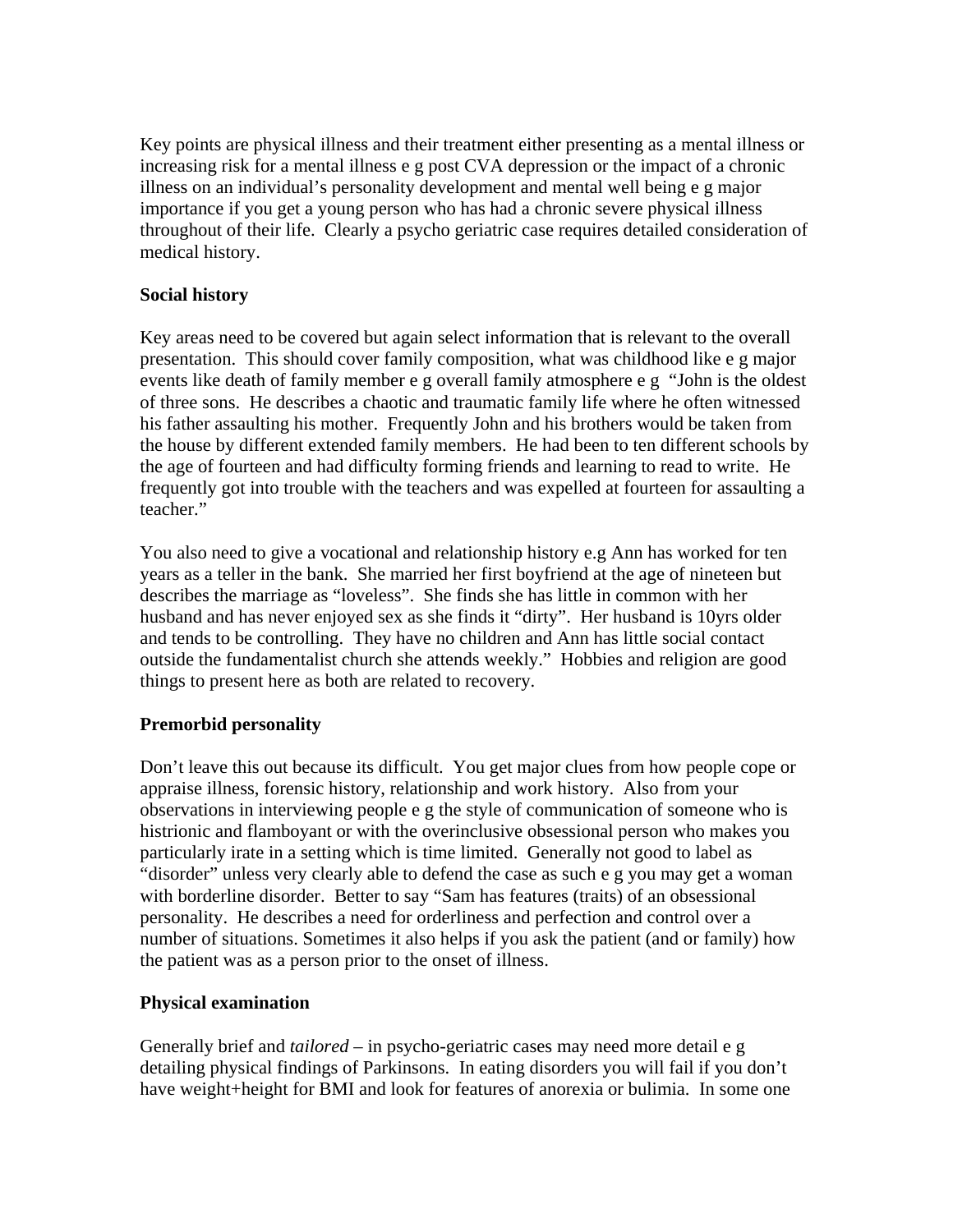Key points are physical illness and their treatment either presenting as a mental illness or increasing risk for a mental illness e g post CVA depression or the impact of a chronic illness on an individual's personality development and mental well being e g major importance if you get a young person who has had a chronic severe physical illness throughout of their life. Clearly a psycho geriatric case requires detailed consideration of medical history.

**Social history**

Key areas need to be covered but again select information that is relevant to the overall presentation. This should cover family composition, what was childhood like e g major events like death of family member e g overall family atmosphere e g "John is the oldest of three sons. He describes a chaotic and traumatic family life where he often witnessed his father assaulting his mother. Frequently John and his brothers would be taken from the house by different extended family members. He had been to ten different schools by the age of fourteen and had difficulty forming friends and learning to read to write. He frequently got into trouble with the teachers and was expelled at fourteen for assaulting a teacher."

You also need to give a vocational and relationship history e.g Ann has worked for ten years as a teller in the bank. She married her first boyfriend at the age of nineteen but describes the marriage as "loveless". She finds she has little in common with her husband and has never enjoyed sex as she finds it "dirty". Her husband is 10yrs older and tends to be controlling. They have no children and Ann has little social contact outside the fundamentalist church she attends weekly." Hobbies and religion are good things to present here as both are related to recovery.

**Premorbid personality**

Don't leave this out because its difficult. You get major clues from how people cope or appraise illness, forensic history, relationship and work history. Also from your observations in interviewing people e g the style of communication of someone who is histrionic and flamboyant or with the overinclusive obsessional person who makes you particularly irate in a setting which is time limited. Generally not good to label as "disorder" unless very clearly able to defend the case as such e g you may get a woman with borderline disorder. Better to say "Sam has features (traits) of an obsessional personality. He describes a need for orderliness and perfection and control over a number of situations. Sometimes it also helps if you ask the patient (and or family) how the patient was as a person prior to the onset of illness.

**Physical examination**

Generally brief and *tailored* – in psycho-geriatric cases may need more detail e g detailing physical findings of Parkinsons. In eating disorders you will fail if you don't have weight+height for BMI and look for features of anorexia or bulimia. In some one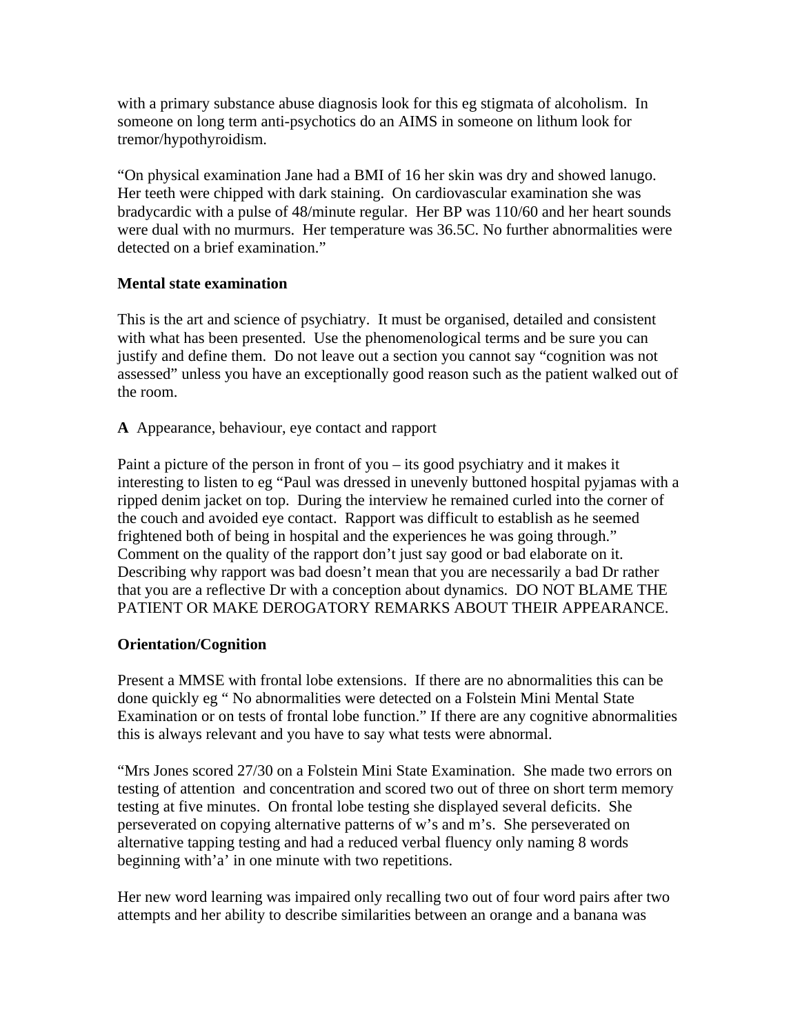with a primary substance abuse diagnosis look for this eg stigmata of alcoholism. In someone on long term anti-psychotics do an AIMS in someone on lithum look for tremor/hypothyroidism.

"On physical examination Jane had a BMI of 16 her skin was dry and showed lanugo. Her teeth were chipped with dark staining. On cardiovascular examination she was bradycardic with a pulse of 48/minute regular. Her BP was 110/60 and her heart sounds were dual with no murmurs. Her temperature was 36.5C. No further abnormalities were detected on a brief examination."

**Mental state examination**

This is the art and science of psychiatry. It must be organised, detailed and consistent with what has been presented. Use the phenomenological terms and be sure you can justify and define them. Do not leave out a section you cannot say "cognition was not assessed" unless you have an exceptionally good reason such as the patient walked out of the room.

**A** Appearance, behaviour, eye contact and rapport

Paint a picture of the person in front of you – its good psychiatry and it makes it interesting to listen to eg "Paul was dressed in unevenly buttoned hospital pyjamas with a ripped denim jacket on top. During the interview he remained curled into the corner of the couch and avoided eye contact. Rapport was difficult to establish as he seemed frightened both of being in hospital and the experiences he was going through." Comment on the quality of the rapport don't just say good or bad elaborate on it. Describing why rapport was bad doesn't mean that you are necessarily a bad Dr rather that you are a reflective Dr with a conception about dynamics. DO NOT BLAME THE PATIENT OR MAKE DEROGATORY REMARKS ABOUT THEIR APPEARANCE.

**Orientation/Cognition**

Present a MMSE with frontal lobe extensions. If there are no abnormalities this can be done quickly eg " No abnormalities were detected on a Folstein Mini Mental State Examination or on tests of frontal lobe function." If there are any cognitive abnormalities this is always relevant and you have to say what tests were abnormal.

"Mrs Jones scored 27/30 on a Folstein Mini State Examination. She made two errors on testing of attention and concentration and scored two out of three on short term memory testing at five minutes. On frontal lobe testing she displayed several deficits. She perseverated on copying alternative patterns of w's and m's. She perseverated on alternative tapping testing and had a reduced verbal fluency only naming 8 words beginning with'a' in one minute with two repetitions.

Her new word learning was impaired only recalling two out of four word pairs after two attempts and her ability to describe similarities between an orange and a banana was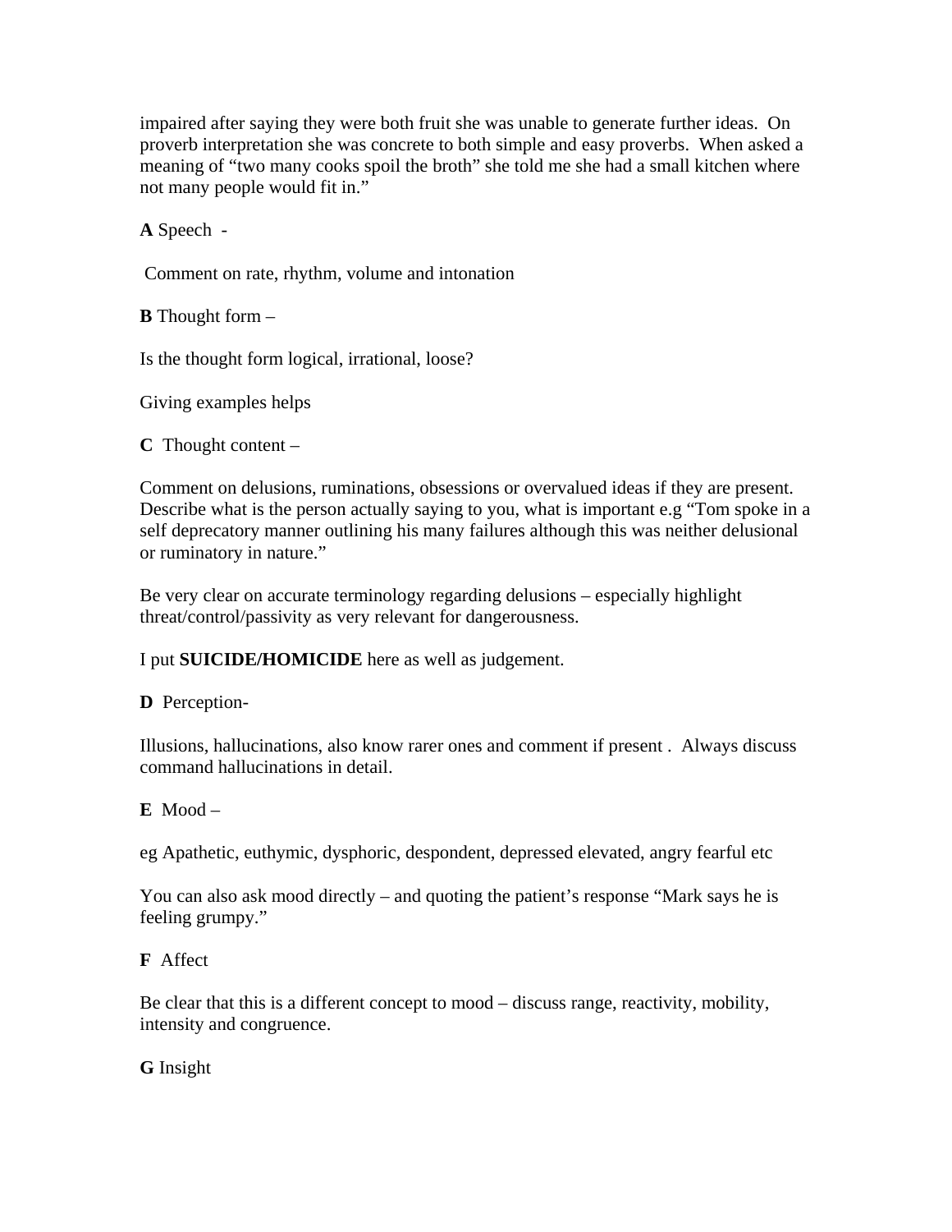impaired after saying they were both fruit she was unable to generate further ideas. On proverb interpretation she was concrete to both simple and easy proverbs. When asked a meaning of "two many cooks spoil the broth" she told me she had a small kitchen where not many people would fit in."

**A** Speech -

Comment on rate, rhythm, volume and intonation

**B** Thought form –

Is the thought form logical, irrational, loose?

Giving examples helps

**C** Thought content –

Comment on delusions, ruminations, obsessions or overvalued ideas if they are present. Describe what is the person actually saying to you, what is important e.g "Tom spoke in a self deprecatory manner outlining his many failures although this was neither delusional or ruminatory in nature."

Be very clear on accurate terminology regarding delusions – especially highlight threat/control/passivity as very relevant for dangerousness.

I put **SUICIDE/HOMICIDE** here as well as judgement.

**D** Perception-

Illusions, hallucinations, also know rarer ones and comment if present . Always discuss command hallucinations in detail.

**E** Mood –

eg Apathetic, euthymic, dysphoric, despondent, depressed elevated, angry fearful etc

You can also ask mood directly – and quoting the patient's response "Mark says he is feeling grumpy."

**F** Affect

Be clear that this is a different concept to mood – discuss range, reactivity, mobility, intensity and congruence.

**G** Insight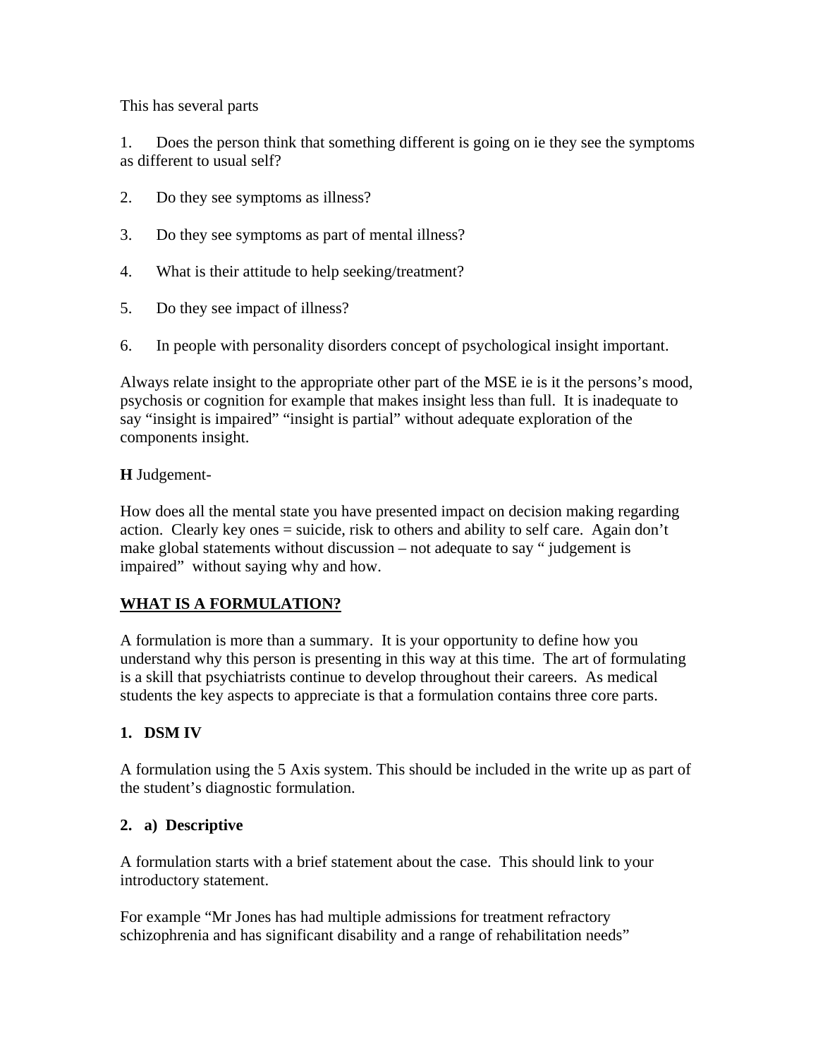This has several parts

1. Does the person think that something different is going on ie they see the symptoms as different to usual self?

2. Do they see symptoms as illness?

3. Do they see symptoms as part of mental illness?

4. What is their attitude to help seeking/treatment?

5. Do they see impact of illness?

6. In people with personality disorders concept of psychological insight important.

Always relate insight to the appropriate other part of the MSE ie is it the persons's mood, psychosis or cognition for example that makes insight less than full. It is inadequate to say "insight is impaired" "insight is partial" without adequate exploration of the components insight.

**H** Judgement-

How does all the mental state you have presented impact on decision making regarding action. Clearly key ones = suicide, risk to others and ability to self care. Again don't make global statements without discussion – not adequate to say " judgement is impaired" without saying why and how.

## WHAT IS A FORMULATION?

A formulation is more than a summary. It is your opportunity to define how you understand why this person is presenting in this way at this time. The art of formulating is a skill that psychiatrists continue to develop throughout their careers. As medical students the key aspects to appreciate is that a formulation contains three core parts.

### 1. DSM IV

A formulation using the 5 Axis system. This should be included in the write up as part of the student's diagnostic formulation.

### 2. a) Descriptive

A formulation starts with a brief statement about the case. This should link to your introductory statement.

For example "Mr Jones has had multiple admissions for treatment refractory schizophrenia and has significant disability and a range of rehabilitation needs"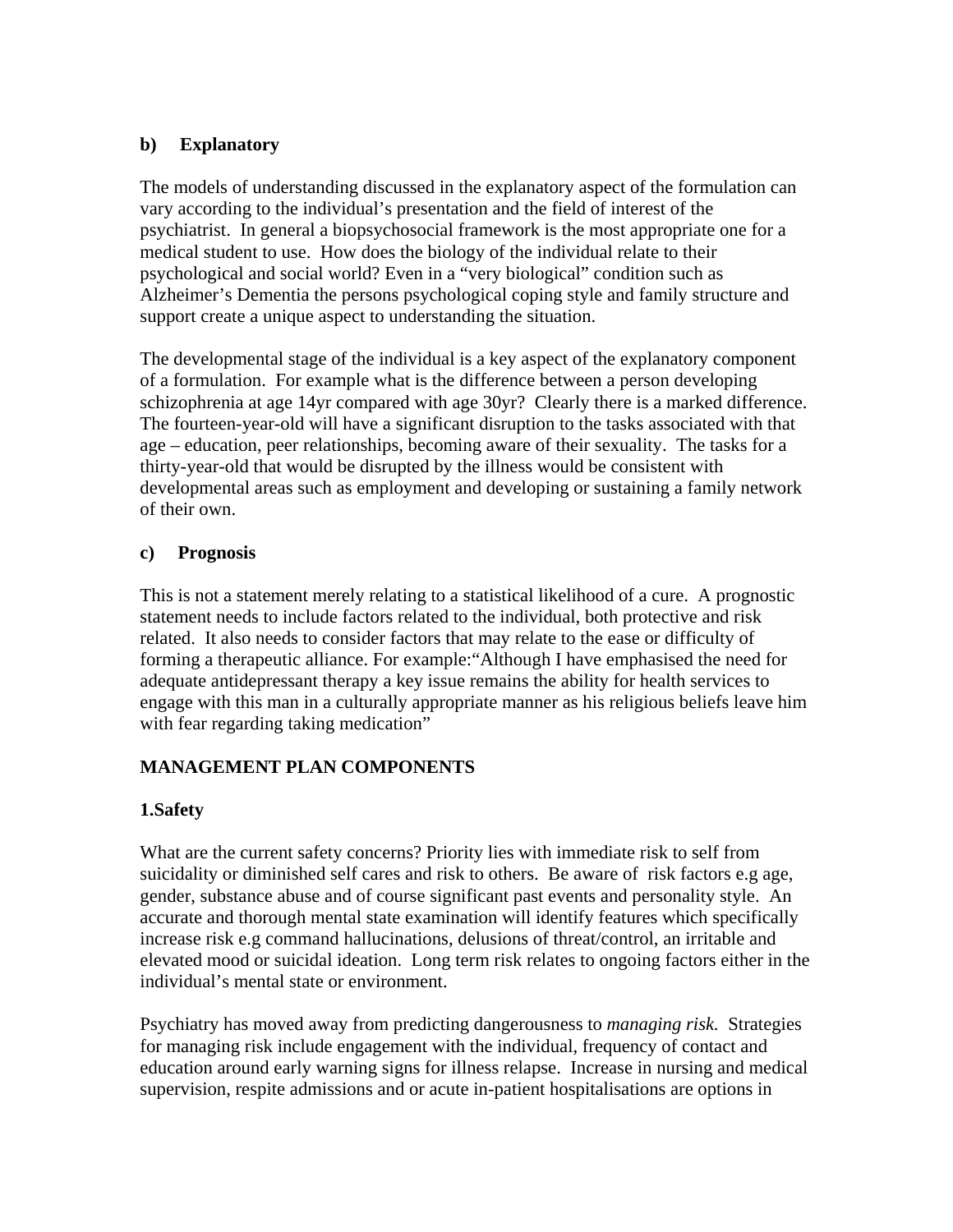**b) Explanatory**

The models of understanding discussed in the explanatory aspect of the formulation can vary according to the individual's presentation and the field of interest of the psychiatrist. In general a biopsychosocial framework is the most appropriate one for a medical student to use. How does the biology of the individual relate to their psychological and social world? Even in a "very biological" condition such as Alzheimer's Dementia the persons psychological coping style and family structure and support create a unique aspect to understanding the situation.

The developmental stage of the individual is a key aspect of the explanatory component of a formulation. For example what is the difference between a person developing schizophrenia at age 14yr compared with age 30yr? Clearly there is a marked difference. The fourteen-year-old will have a significant disruption to the tasks associated with that age – education, peer relationships, becoming aware of their sexuality. The tasks for a thirty-year-old that would be disrupted by the illness would be consistent with developmental areas such as employment and developing or sustaining a family network of their own.

**c) Prognosis**

This is not a statement merely relating to a statistical likelihood of a cure. A prognostic statement needs to include factors related to the individual, both protective and risk related. It also needs to consider factors that may relate to the ease or difficulty of forming a therapeutic alliance. For example:"Although I have emphasised the need for adequate antidepressant therapy a key issue remains the ability for health services to engage with this man in a culturally appropriate manner as his religious beliefs leave him with fear regarding taking medication"

**MANAGEMENT PLAN COMPONENTS**

**1.Safety**

What are the current safety concerns? Priority lies with immediate risk to self from suicidality or diminished self cares and risk to others. Be aware of risk factors e.g age, gender, substance abuse and of course significant past events and personality style. An accurate and thorough mental state examination will identify features which specifically increase risk e.g command hallucinations, delusions of threat/control, an irritable and elevated mood or suicidal ideation. Long term risk relates to ongoing factors either in the individual's mental state or environment.

Psychiatry has moved away from predicting dangerousness to *managing risk.* Strategies for managing risk include engagement with the individual, frequency of contact and education around early warning signs for illness relapse. Increase in nursing and medical supervision, respite admissions and or acute in-patient hospitalisations are options in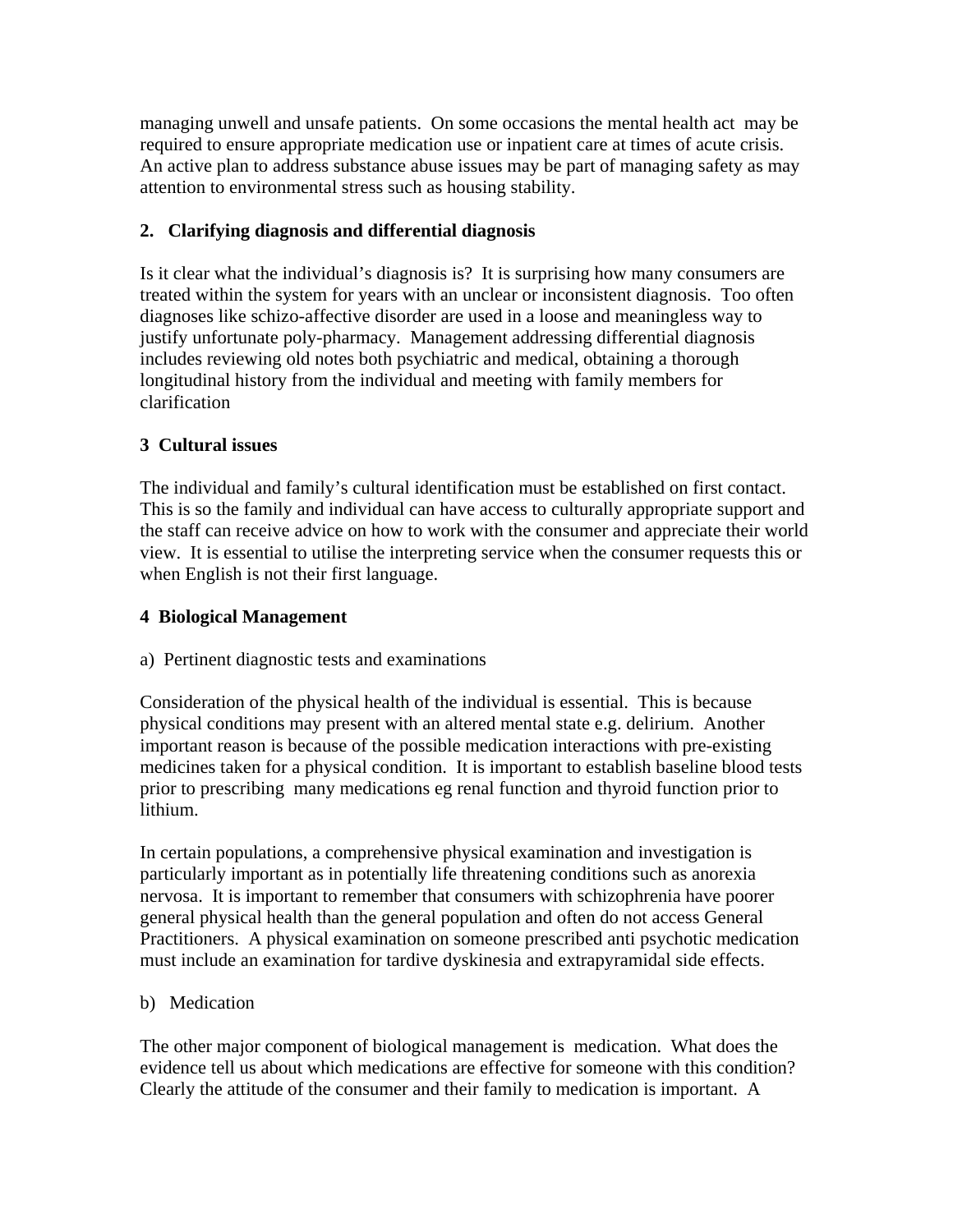managing unwell and unsafe patients. On some occasions the mental health act may be required to ensure appropriate medication use or inpatient care at times of acute crisis. An active plan to address substance abuse issues may be part of managing safety as may attention to environmental stress such as housing stability.

**2. Clarifying diagnosis and differential diagnosis**

Is it clear what the individual's diagnosis is? It is surprising how many consumers are treated within the system for years with an unclear or inconsistent diagnosis. Too often diagnoses like schizo-affective disorder are used in a loose and meaningless way to justify unfortunate poly-pharmacy. Management addressing differential diagnosis includes reviewing old notes both psychiatric and medical, obtaining a thorough longitudinal history from the individual and meeting with family members for clarification

**3 Cultural issues**

The individual and family's cultural identification must be established on first contact. This is so the family and individual can have access to culturally appropriate support and the staff can receive advice on how to work with the consumer and appreciate their world view. It is essential to utilise the interpreting service when the consumer requests this or when English is not their first language.

**4 Biological Management**

a) Pertinent diagnostic tests and examinations

Consideration of the physical health of the individual is essential. This is because physical conditions may present with an altered mental state e.g. delirium. Another important reason is because of the possible medication interactions with pre-existing medicines taken for a physical condition. It is important to establish baseline blood tests prior to prescribing many medications eg renal function and thyroid function prior to lithium.

In certain populations, a comprehensive physical examination and investigation is particularly important as in potentially life threatening conditions such as anorexia nervosa. It is important to remember that consumers with schizophrenia have poorer general physical health than the general population and often do not access General Practitioners. A physical examination on someone prescribed anti psychotic medication must include an examination for tardive dyskinesia and extrapyramidal side effects.

b) Medication

The other major component of biological management is medication. What does the evidence tell us about which medications are effective for someone with this condition? Clearly the attitude of the consumer and their family to medication is important. A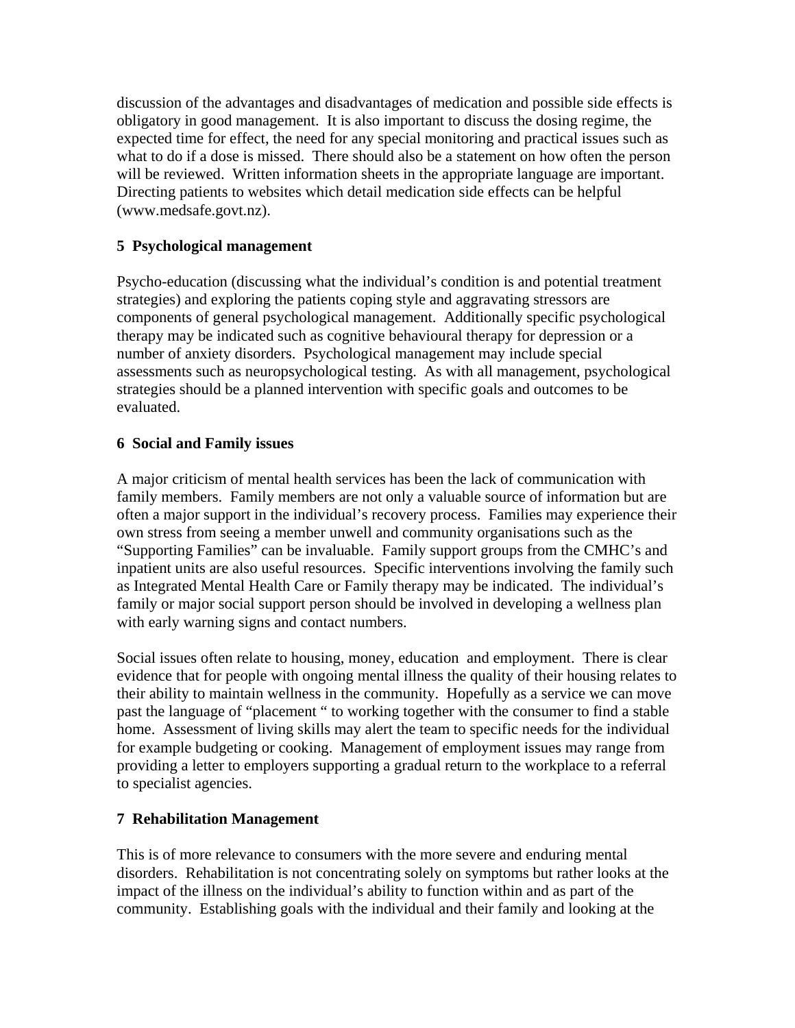discussion of the advantages and disadvantages of medication and possible side effects is obligatory in good management. It is also important to discuss the dosing regime, the expected time for effect, the need for any special monitoring and practical issues such as what to do if a dose is missed. There should also be a statement on how often the person will be reviewed. Written information sheets in the appropriate language are important. Directing patients to websites which detail medication side effects can be helpful (www.medsafe.govt.nz).

**5 Psychological management**

Psycho-education (discussing what the individual's condition is and potential treatment strategies) and exploring the patients coping style and aggravating stressors are components of general psychological management. Additionally specific psychological therapy may be indicated such as cognitive behavioural therapy for depression or a number of anxiety disorders. Psychological management may include special assessments such as neuropsychological testing. As with all management, psychological strategies should be a planned intervention with specific goals and outcomes to be evaluated.

**6 Social and Family issues**

A major criticism of mental health services has been the lack of communication with family members. Family members are not only a valuable source of information but are often a major support in the individual's recovery process. Families may experience their own stress from seeing a member unwell and community organisations such as the "Supporting Families" can be invaluable. Family support groups from the CMHC's and inpatient units are also useful resources. Specific interventions involving the family such as Integrated Mental Health Care or Family therapy may be indicated. The individual's family or major social support person should be involved in developing a wellness plan with early warning signs and contact numbers.

Social issues often relate to housing, money, education and employment. There is clear evidence that for people with ongoing mental illness the quality of their housing relates to their ability to maintain wellness in the community. Hopefully as a service we can move past the language of "placement " to working together with the consumer to find a stable home. Assessment of living skills may alert the team to specific needs for the individual for example budgeting or cooking. Management of employment issues may range from providing a letter to employers supporting a gradual return to the workplace to a referral to specialist agencies.

**7 Rehabilitation Management**

This is of more relevance to consumers with the more severe and enduring mental disorders. Rehabilitation is not concentrating solely on symptoms but rather looks at the impact of the illness on the individual's ability to function within and as part of the community. Establishing goals with the individual and their family and looking at the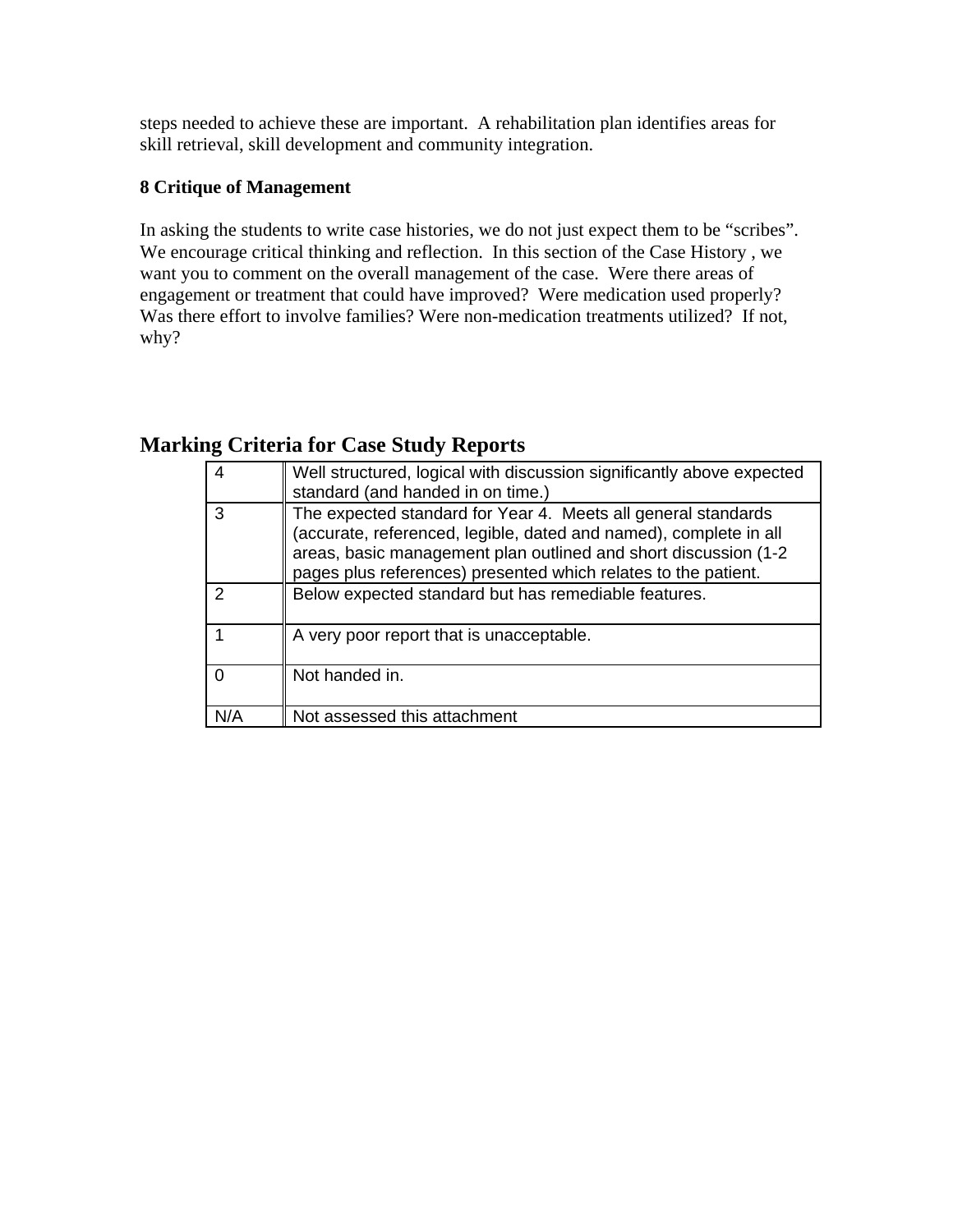steps needed to achieve these are important. A rehabilitation plan identifies areas for skill retrieval, skill development and community integration.

**8 Critique of Management**

In asking the students to write case histories, we do not just expect them to be "scribes". We encourage critical thinking and reflection. In this section of the Case History , we want you to comment on the overall management of the case. Were there areas of engagement or treatment that could have improved? Were medication used properly? Was there effort to involve families? Were non-medication treatments utilized? If not, why?

## Marking Criteria for Case Study Reports

| | |
|---|---|
| 4 | Well structured, logical with discussion significantly above expected standard (and handed in on time.) |
| 3 | The expected standard for Year 4. Meets all general standards (accurate, referenced, legible, dated and named), complete in all areas, basic management plan outlined and short discussion (1-2 pages plus references) presented which relates to the patient. |
| 2 | Below expected standard but has remediable features. |
| 1 | A very poor report that is unacceptable. |
| 0 | Not handed in. |
| N/A | Not assessed this attachment |